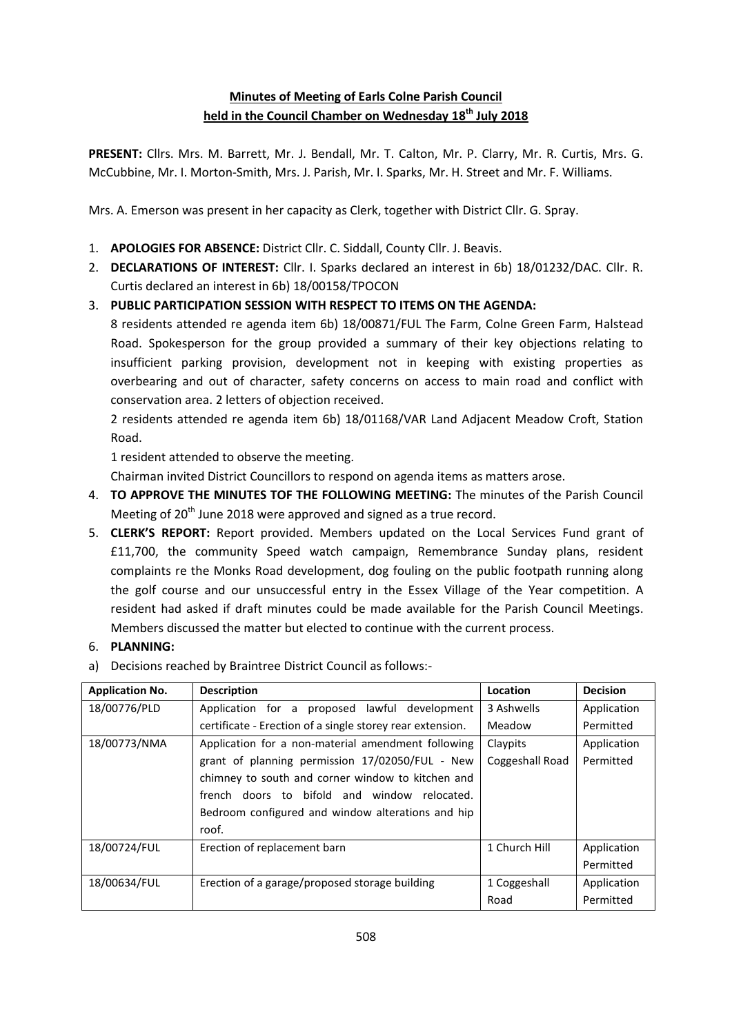## Minutes of Meeting of Earls Colne Parish Council held in the Council Chamber on Wednesday 18th July 2018

**PRESENT:** Cllrs. Mrs. M. Barrett, Mr. J. Bendall, Mr. T. Calton, Mr. P. Clarry, Mr. R. Curtis, Mrs. G. McCubbine, Mr. I. Morton-Smith, Mrs. J. Parish, Mr. I. Sparks, Mr. H. Street and Mr. F. Williams.

Mrs. A. Emerson was present in her capacity as Clerk, together with District Cllr. G. Spray.

1. **APOLOGIES FOR ABSENCE:** District Cllr. C. Siddall, County Cllr. J. Beavis.
2. **DECLARATIONS OF INTEREST:** Cllr. I. Sparks declared an interest in 6b) 18/01232/DAC. Cllr. R. Curtis declared an interest in 6b) 18/00158/TPOCON
3. **PUBLIC PARTICIPATION SESSION WITH RESPECT TO ITEMS ON THE AGENDA:**
   8 residents attended re agenda item 6b) 18/00871/FUL The Farm, Colne Green Farm, Halstead Road. Spokesperson for the group provided a summary of their key objections relating to insufficient parking provision, development not in keeping with existing properties as overbearing and out of character, safety concerns on access to main road and conflict with conservation area. 2 letters of objection received.
   2 residents attended re agenda item 6b) 18/01168/VAR Land Adjacent Meadow Croft, Station Road.
   1 resident attended to observe the meeting.
   Chairman invited District Councillors to respond on agenda items as matters arose.
4. **TO APPROVE THE MINUTES TOF THE FOLLOWING MEETING:** The minutes of the Parish Council Meeting of 20th June 2018 were approved and signed as a true record.
5. **CLERK'S REPORT:** Report provided. Members updated on the Local Services Fund grant of £11,700, the community Speed watch campaign, Remembrance Sunday plans, resident complaints re the Monks Road development, dog fouling on the public footpath running along the golf course and our unsuccessful entry in the Essex Village of the Year competition. A resident had asked if draft minutes could be made available for the Parish Council Meetings. Members discussed the matter but elected to continue with the current process.
6. **PLANNING:**

a) Decisions reached by Braintree District Council as follows:-

| Application No. | Description | Location | Decision |
|---|---|---|---|
| 18/00776/PLD | Application for a proposed lawful development certificate - Erection of a single storey rear extension. | 3 Ashwells Meadow | Application Permitted |
| 18/00773/NMA | Application for a non-material amendment following grant of planning permission 17/02050/FUL - New chimney to south and corner window to kitchen and french doors to bifold and window relocated. Bedroom configured and window alterations and hip roof. | Claypits Coggeshall Road | Application Permitted |
| 18/00724/FUL | Erection of replacement barn | 1 Church Hill | Application Permitted |
| 18/00634/FUL | Erection of a garage/proposed storage building | 1 Coggeshall Road | Application Permitted |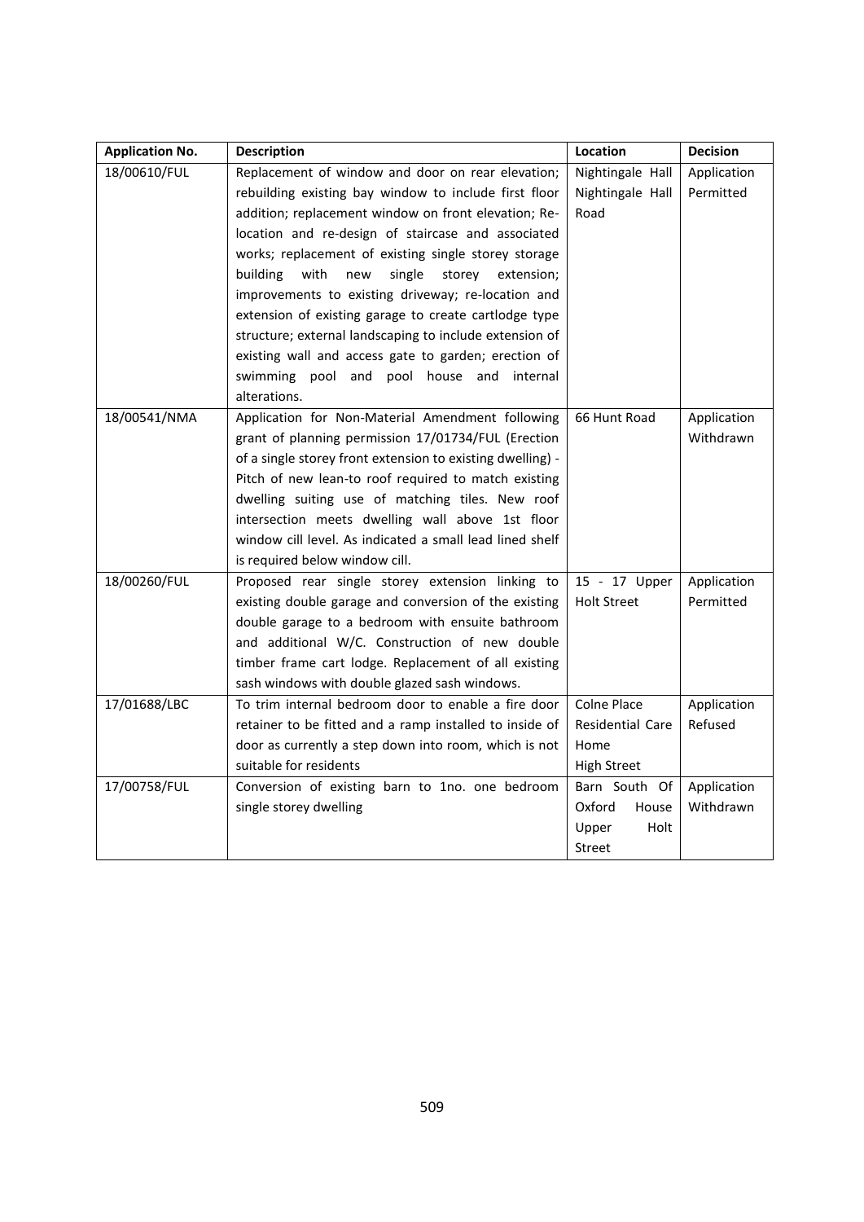| Application No. | Description | Location | Decision |
|---|---|---|---|
| 18/00610/FUL | Replacement of window and door on rear elevation; rebuilding existing bay window to include first floor addition; replacement window on front elevation; Re-location and re-design of staircase and associated works; replacement of existing single storey storage building with new single storey extension; improvements to existing driveway; re-location and extension of existing garage to create cartlodge type structure; external landscaping to include extension of existing wall and access gate to garden; erection of swimming pool and pool house and internal alterations. | Nightingale Hall Nightingale Hall Road | Application Permitted |
| 18/00541/NMA | Application for Non-Material Amendment following grant of planning permission 17/01734/FUL (Erection of a single storey front extension to existing dwelling) - Pitch of new lean-to roof required to match existing dwelling suiting use of matching tiles. New roof intersection meets dwelling wall above 1st floor window cill level. As indicated a small lead lined shelf is required below window cill. | 66 Hunt Road | Application Withdrawn |
| 18/00260/FUL | Proposed rear single storey extension linking to existing double garage and conversion of the existing double garage to a bedroom with ensuite bathroom and additional W/C. Construction of new double timber frame cart lodge. Replacement of all existing sash windows with double glazed sash windows. | 15 - 17 Upper Holt Street | Application Permitted |
| 17/01688/LBC | To trim internal bedroom door to enable a fire door retainer to be fitted and a ramp installed to inside of door as currently a step down into room, which is not suitable for residents | Colne Place Residential Care Home High Street | Application Refused |
| 17/00758/FUL | Conversion of existing barn to 1no. one bedroom single storey dwelling | Barn South Of Oxford House Upper Holt Street | Application Withdrawn |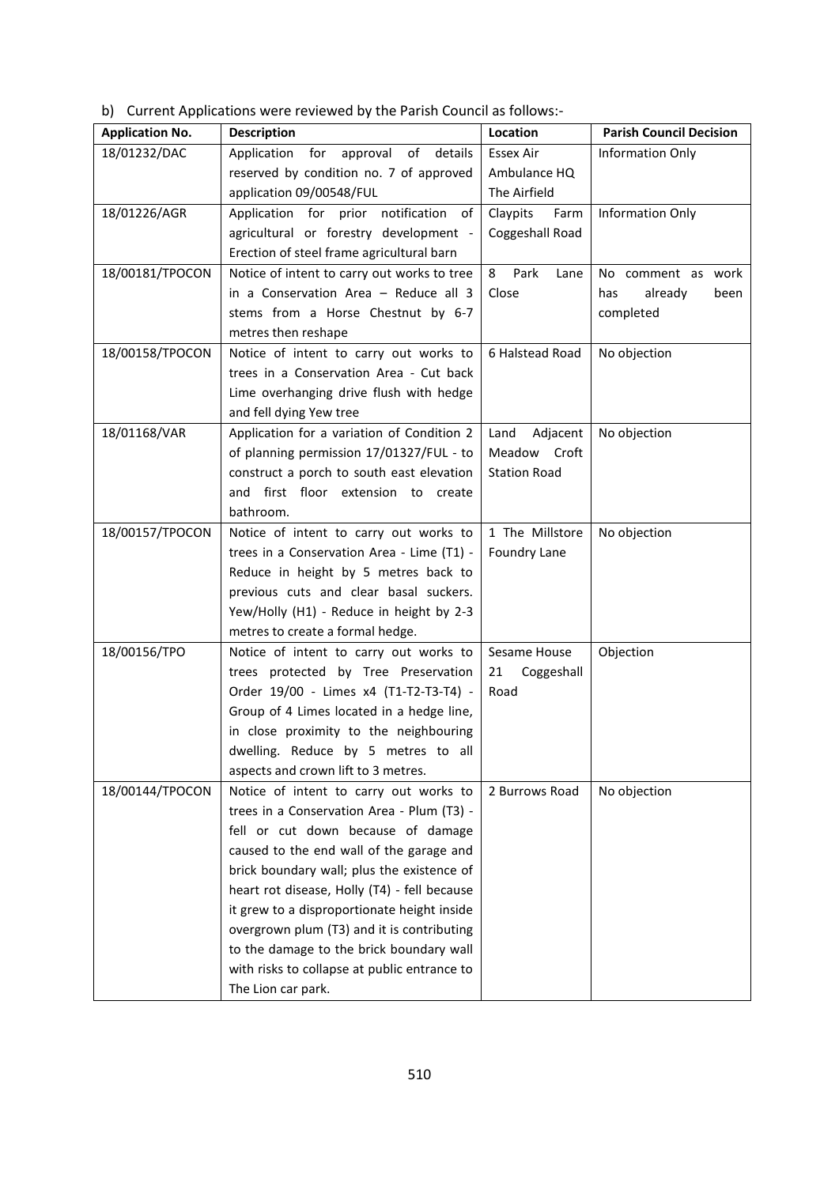b) Current Applications were reviewed by the Parish Council as follows:-

| Application No. | Description | Location | Parish Council Decision |
|---|---|---|---|
| 18/01232/DAC | Application for approval of details reserved by condition no. 7 of approved application 09/00548/FUL | Essex Air Ambulance HQ The Airfield | Information Only |
| 18/01226/AGR | Application for prior notification of agricultural or forestry development - Erection of steel frame agricultural barn | Claypits Farm Coggeshall Road | Information Only |
| 18/00181/TPOCON | Notice of intent to carry out works to tree in a Conservation Area – Reduce all 3 stems from a Horse Chestnut by 6-7 metres then reshape | 8 Park Lane Close | No comment as work has already been completed |
| 18/00158/TPOCON | Notice of intent to carry out works to trees in a Conservation Area - Cut back Lime overhanging drive flush with hedge and fell dying Yew tree | 6 Halstead Road | No objection |
| 18/01168/VAR | Application for a variation of Condition 2 of planning permission 17/01327/FUL - to construct a porch to south east elevation and first floor extension to create bathroom. | Land Adjacent Meadow Croft Station Road | No objection |
| 18/00157/TPOCON | Notice of intent to carry out works to trees in a Conservation Area - Lime (T1) - Reduce in height by 5 metres back to previous cuts and clear basal suckers. Yew/Holly (H1) - Reduce in height by 2-3 metres to create a formal hedge. | 1 The Millstore Foundry Lane | No objection |
| 18/00156/TPO | Notice of intent to carry out works to trees protected by Tree Preservation Order 19/00 - Limes x4 (T1-T2-T3-T4) - Group of 4 Limes located in a hedge line, in close proximity to the neighbouring dwelling. Reduce by 5 metres to all aspects and crown lift to 3 metres. | Sesame House 21 Coggeshall Road | Objection |
| 18/00144/TPOCON | Notice of intent to carry out works to trees in a Conservation Area - Plum (T3) - fell or cut down because of damage caused to the end wall of the garage and brick boundary wall; plus the existence of heart rot disease, Holly (T4) - fell because it grew to a disproportionate height inside overgrown plum (T3) and it is contributing to the damage to the brick boundary wall with risks to collapse at public entrance to The Lion car park. | 2 Burrows Road | No objection |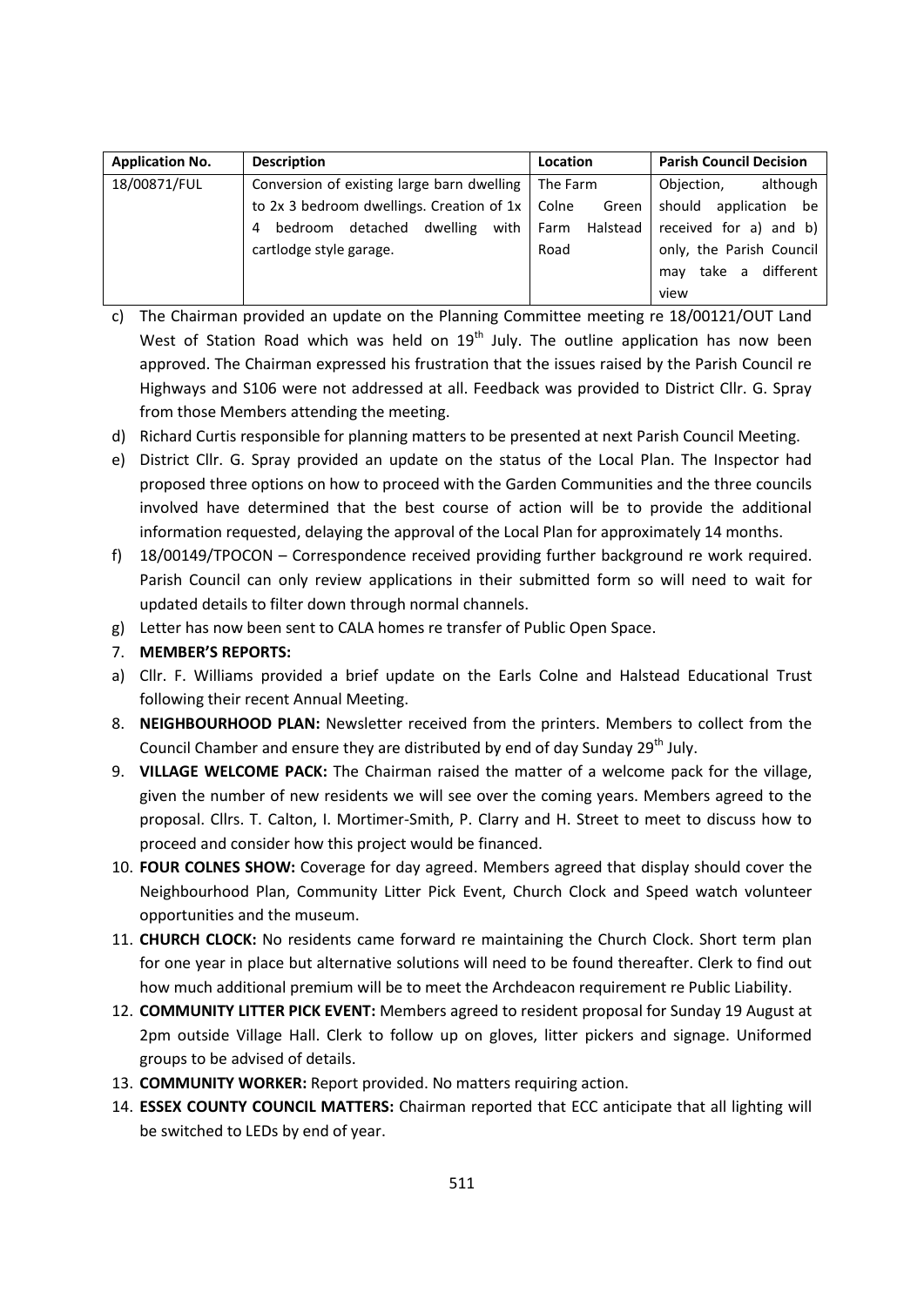| Application No. | Description | Location | Parish Council Decision |
|---|---|---|---|
| 18/00871/FUL | Conversion of existing large barn dwelling to 2x 3 bedroom dwellings. Creation of 1x 4 bedroom detached dwelling with cartlodge style garage. | The Farm Colne Green Farm Halstead Road | Objection, although should application be received for a) and b) only, the Parish Council may take a different view |

c) The Chairman provided an update on the Planning Committee meeting re 18/00121/OUT Land West of Station Road which was held on 19th July. The outline application has now been approved. The Chairman expressed his frustration that the issues raised by the Parish Council re Highways and S106 were not addressed at all. Feedback was provided to District Cllr. G. Spray from those Members attending the meeting.

d) Richard Curtis responsible for planning matters to be presented at next Parish Council Meeting.

e) District Cllr. G. Spray provided an update on the status of the Local Plan. The Inspector had proposed three options on how to proceed with the Garden Communities and the three councils involved have determined that the best course of action will be to provide the additional information requested, delaying the approval of the Local Plan for approximately 14 months.

f) 18/00149/TPOCON – Correspondence received providing further background re work required. Parish Council can only review applications in their submitted form so will need to wait for updated details to filter down through normal channels.

g) Letter has now been sent to CALA homes re transfer of Public Open Space.

7. **MEMBER'S REPORTS:**

a) Cllr. F. Williams provided a brief update on the Earls Colne and Halstead Educational Trust following their recent Annual Meeting.

8. **NEIGHBOURHOOD PLAN:** Newsletter received from the printers. Members to collect from the Council Chamber and ensure they are distributed by end of day Sunday 29th July.

9. **VILLAGE WELCOME PACK:** The Chairman raised the matter of a welcome pack for the village, given the number of new residents we will see over the coming years. Members agreed to the proposal. Cllrs. T. Calton, I. Mortimer-Smith, P. Clarry and H. Street to meet to discuss how to proceed and consider how this project would be financed.

10. **FOUR COLNES SHOW:** Coverage for day agreed. Members agreed that display should cover the Neighbourhood Plan, Community Litter Pick Event, Church Clock and Speed watch volunteer opportunities and the museum.

11. **CHURCH CLOCK:** No residents came forward re maintaining the Church Clock. Short term plan for one year in place but alternative solutions will need to be found thereafter. Clerk to find out how much additional premium will be to meet the Archdeacon requirement re Public Liability.

12. **COMMUNITY LITTER PICK EVENT:** Members agreed to resident proposal for Sunday 19 August at 2pm outside Village Hall. Clerk to follow up on gloves, litter pickers and signage. Uniformed groups to be advised of details.

13. **COMMUNITY WORKER:** Report provided. No matters requiring action.

14. **ESSEX COUNTY COUNCIL MATTERS:** Chairman reported that ECC anticipate that all lighting will be switched to LEDs by end of year.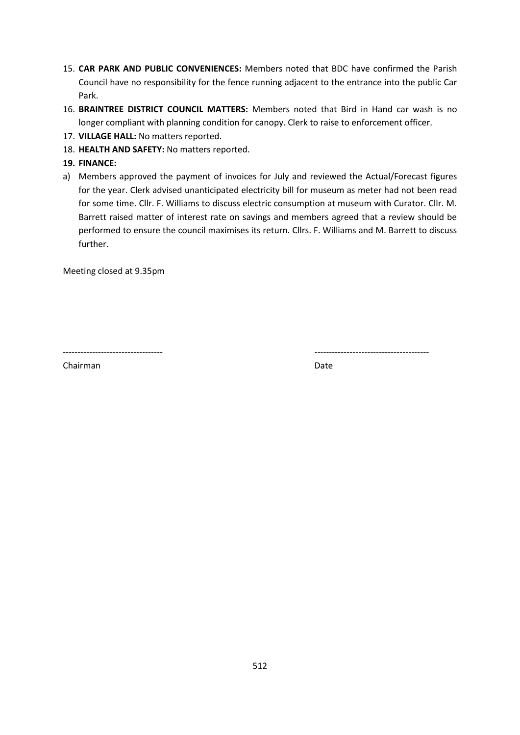15. **CAR PARK AND PUBLIC CONVENIENCES:** Members noted that BDC have confirmed the Parish Council have no responsibility for the fence running adjacent to the entrance into the public Car Park.
16. **BRAINTREE DISTRICT COUNCIL MATTERS:** Members noted that Bird in Hand car wash is no longer compliant with planning condition for canopy. Clerk to raise to enforcement officer.
17. **VILLAGE HALL:** No matters reported.
18. **HEALTH AND SAFETY:** No matters reported.
19. **FINANCE:**

a) Members approved the payment of invoices for July and reviewed the Actual/Forecast figures for the year. Clerk advised unanticipated electricity bill for museum as meter had not been read for some time. Cllr. F. Williams to discuss electric consumption at museum with Curator. Cllr. M. Barrett raised matter of interest rate on savings and members agreed that a review should be performed to ensure the council maximises its return. Cllrs. F. Williams and M. Barrett to discuss further.

Meeting closed at 9.35pm

---------------------------------- ---------------------------------------

Chairman Date